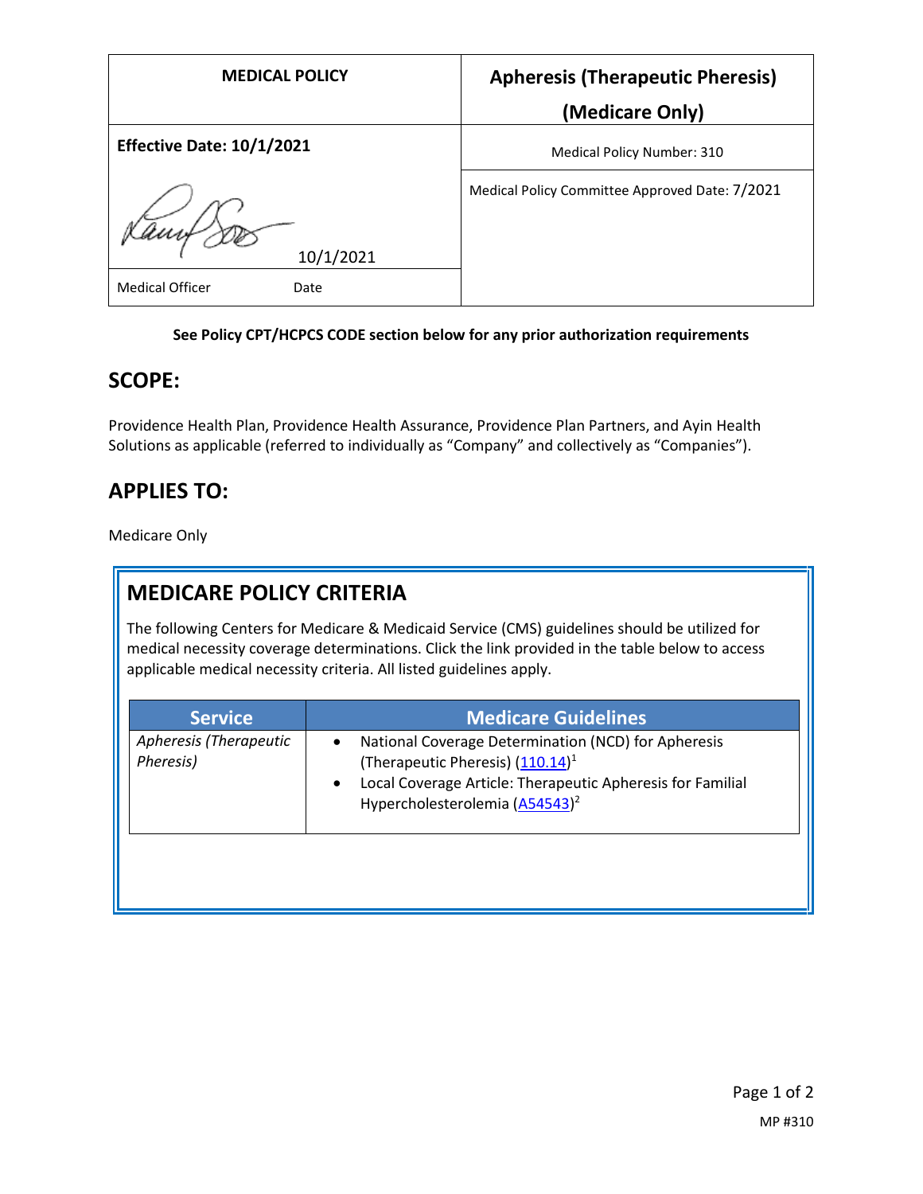| MEDICAL POLICY | Apheresis (Therapeutic Pheresis) (Medicare Only) |
| --- | --- |
| **Effective Date: 10/1/2021** | Medical Policy Number: 310 |
| 10/1/2021 | Medical Policy Committee Approved Date: 7/2021 |
| Medical Officer    Date | |

**See Policy CPT/HCPCS CODE section below for any prior authorization requirements**

## SCOPE:

Providence Health Plan, Providence Health Assurance, Providence Plan Partners, and Ayin Health Solutions as applicable (referred to individually as "Company" and collectively as "Companies").

## APPLIES TO:

Medicare Only

## MEDICARE POLICY CRITERIA

The following Centers for Medicare & Medicaid Service (CMS) guidelines should be utilized for medical necessity coverage determinations. Click the link provided in the table below to access applicable medical necessity criteria. All listed guidelines apply.

| Service | Medicare Guidelines |
| --- | --- |
| *Apheresis (Therapeutic Pheresis)* | • National Coverage Determination (NCD) for Apheresis (Therapeutic Pheresis) (110.14)[1]<br>• Local Coverage Article: Therapeutic Apheresis for Familial Hypercholesterolemia (A54543)[2] |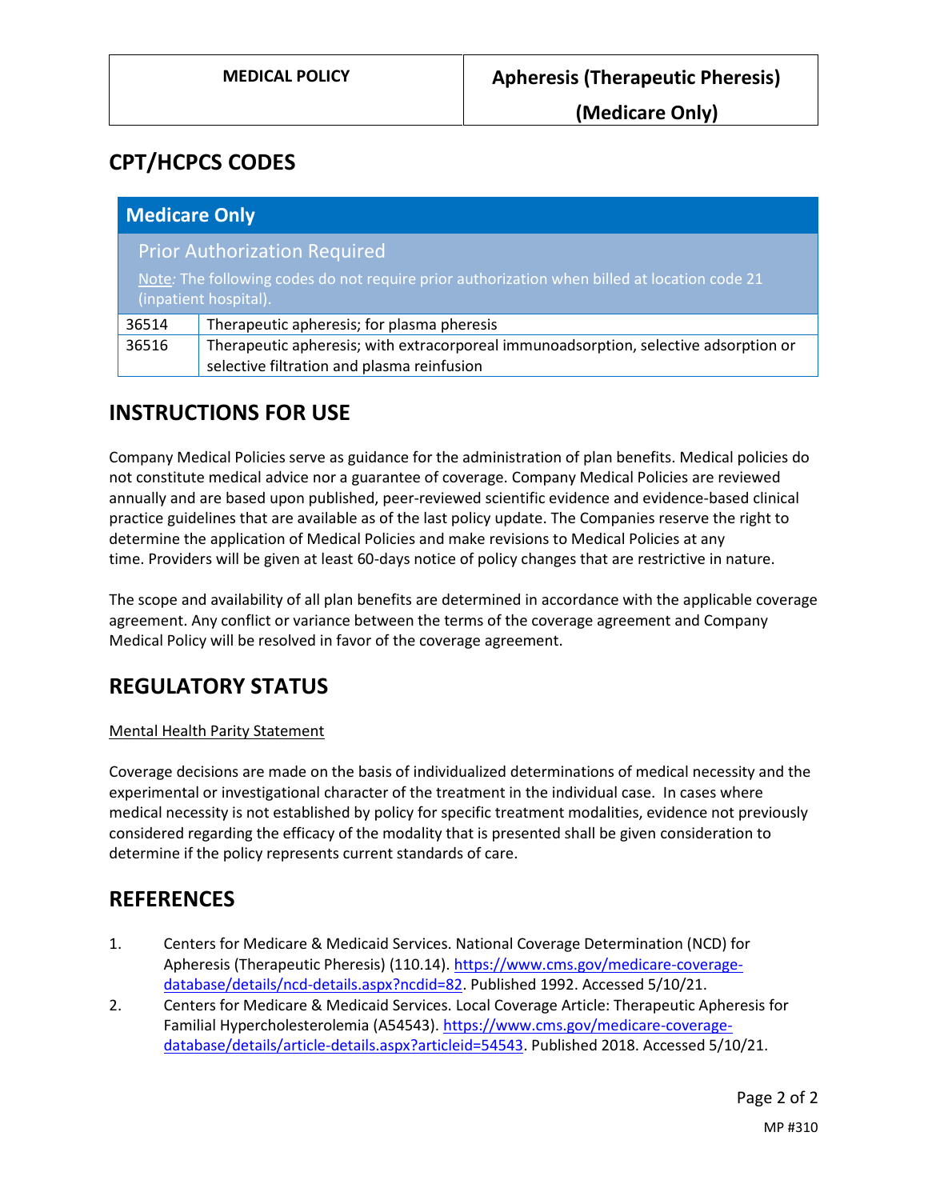## CPT/HCPCS CODES

| Medicare Only | |
|---|---|
| **Prior Authorization Required** | |
| Note: The following codes do not require prior authorization when billed at location code 21 (inpatient hospital). | |
| 36514 | Therapeutic apheresis; for plasma pheresis |
| 36516 | Therapeutic apheresis; with extracorporeal immunoadsorption, selective adsorption or selective filtration and plasma reinfusion |

## INSTRUCTIONS FOR USE

Company Medical Policies serve as guidance for the administration of plan benefits. Medical policies do not constitute medical advice nor a guarantee of coverage. Company Medical Policies are reviewed annually and are based upon published, peer-reviewed scientific evidence and evidence-based clinical practice guidelines that are available as of the last policy update. The Companies reserve the right to determine the application of Medical Policies and make revisions to Medical Policies at any time. Providers will be given at least 60-days notice of policy changes that are restrictive in nature.

The scope and availability of all plan benefits are determined in accordance with the applicable coverage agreement. Any conflict or variance between the terms of the coverage agreement and Company Medical Policy will be resolved in favor of the coverage agreement.

## REGULATORY STATUS

Mental Health Parity Statement

Coverage decisions are made on the basis of individualized determinations of medical necessity and the experimental or investigational character of the treatment in the individual case. In cases where medical necessity is not established by policy for specific treatment modalities, evidence not previously considered regarding the efficacy of the modality that is presented shall be given consideration to determine if the policy represents current standards of care.

## REFERENCES

1. Centers for Medicare & Medicaid Services. National Coverage Determination (NCD) for Apheresis (Therapeutic Pheresis) (110.14). https://www.cms.gov/medicare-coverage-database/details/ncd-details.aspx?ncdid=82. Published 1992. Accessed 5/10/21.
2. Centers for Medicare & Medicaid Services. Local Coverage Article: Therapeutic Apheresis for Familial Hypercholesterolemia (A54543). https://www.cms.gov/medicare-coverage-database/details/article-details.aspx?articleid=54543. Published 2018. Accessed 5/10/21.